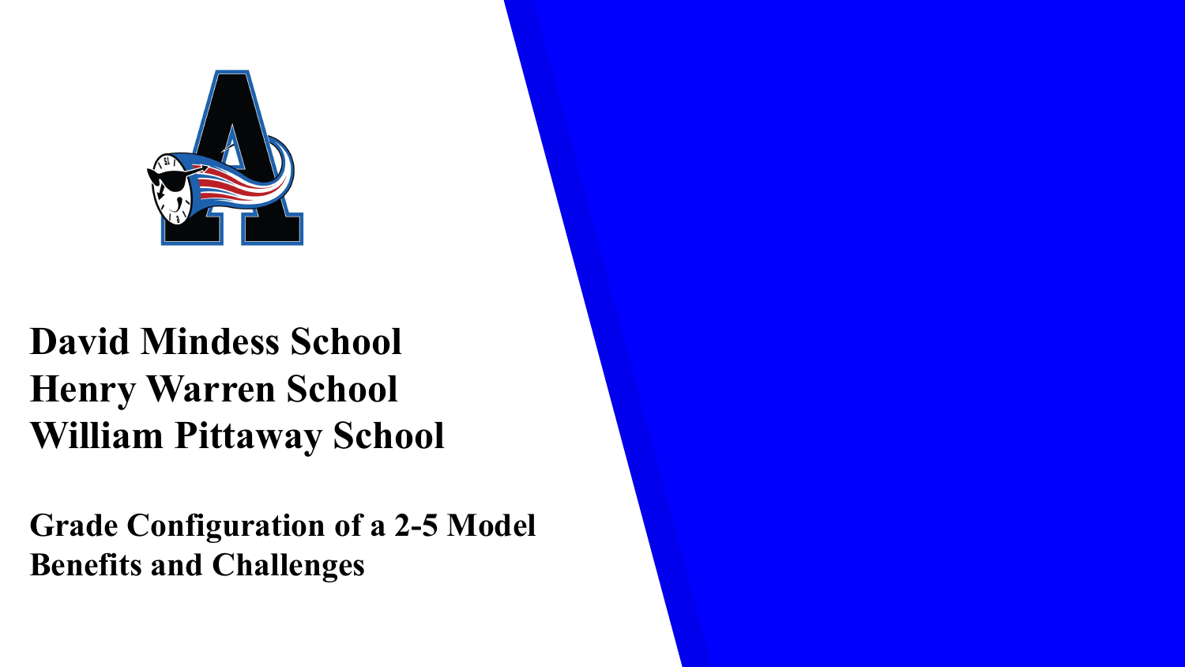# David Mindess School
# Henry Warren School
# William Pittaway School

## Grade Configuration of a 2-5 Model
## Benefits and Challenges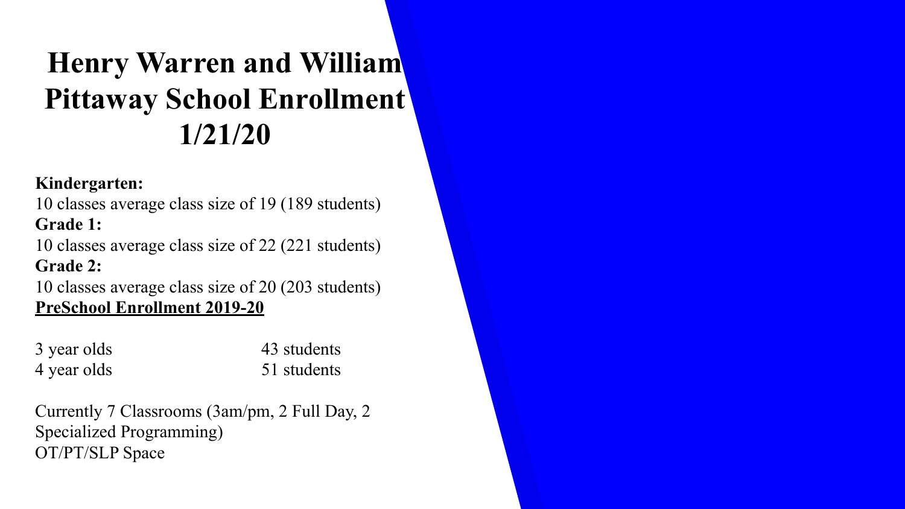# Henry Warren and William Pittaway School Enrollment 1/21/20

**Kindergarten:**
10 classes average class size of 19 (189 students)
**Grade 1:**
10 classes average class size of 22 (221 students)
**Grade 2:**
10 classes average class size of 20 (203 students)
**PreSchool Enrollment 2019-20**

| | |
|---|---|
| 3 year olds | 43 students |
| 4 year olds | 51 students |

Currently 7 Classrooms (3am/pm, 2 Full Day, 2 Specialized Programming)
OT/PT/SLP Space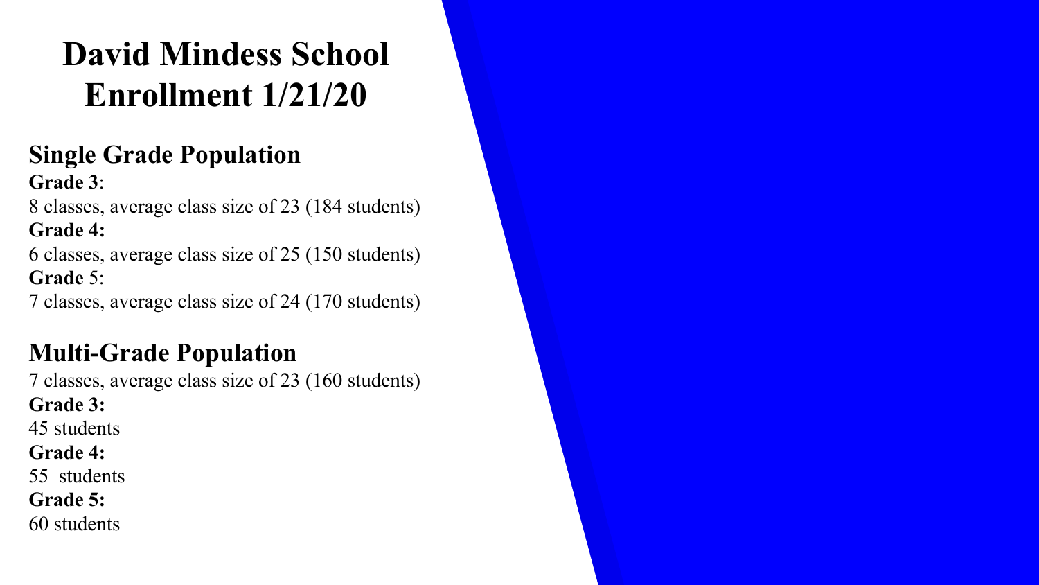# David Mindess School Enrollment 1/21/20

## Single Grade Population

**Grade 3**:
8 classes, average class size of 23 (184 students)

**Grade 4:**
6 classes, average class size of 25 (150 students)

**Grade** 5:
7 classes, average class size of 24 (170 students)

## Multi-Grade Population

7 classes, average class size of 23 (160 students)

**Grade 3:**
45 students

**Grade 4:**
55 students

**Grade 5:**
60 students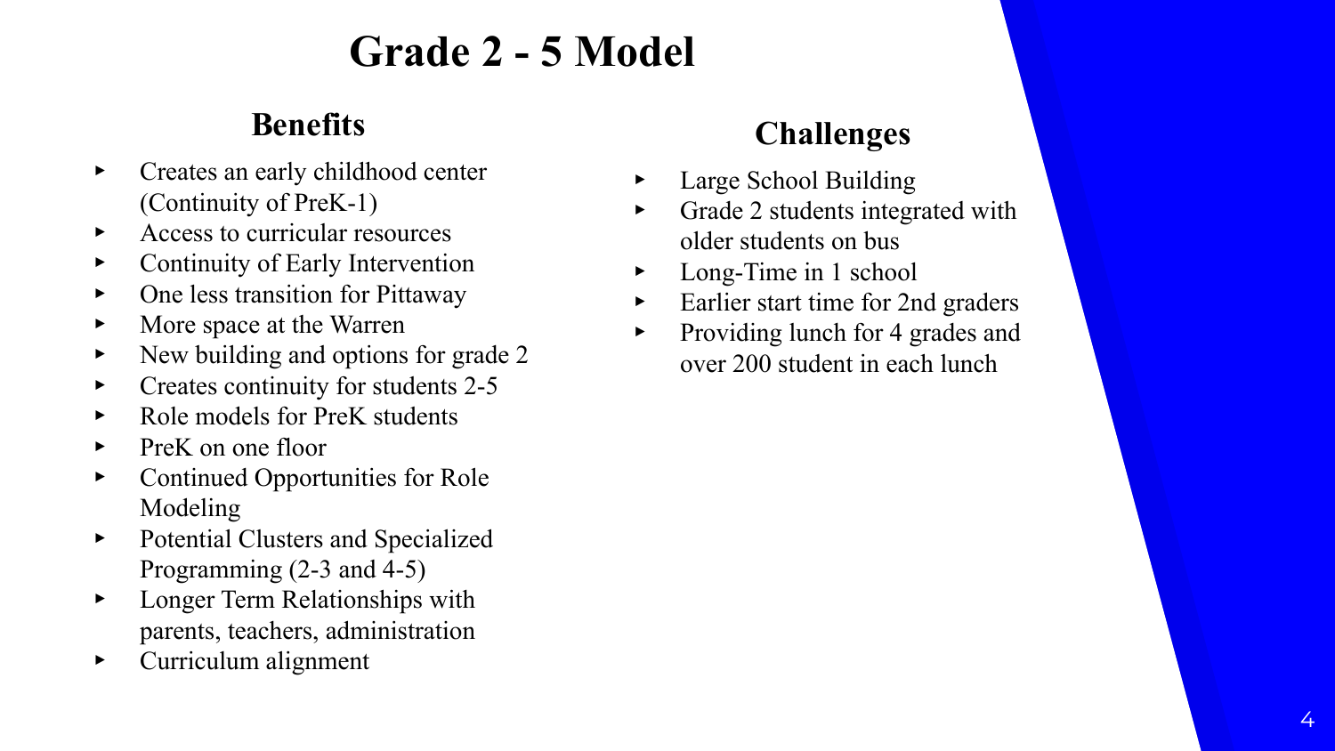# Grade 2 - 5 Model

## Benefits

- Creates an early childhood center (Continuity of PreK-1)
- Access to curricular resources
- Continuity of Early Intervention
- One less transition for Pittaway
- More space at the Warren
- New building and options for grade 2
- Creates continuity for students 2-5
- Role models for PreK students
- PreK on one floor
- Continued Opportunities for Role Modeling
- Potential Clusters and Specialized Programming (2-3 and 4-5)
- Longer Term Relationships with parents, teachers, administration
- Curriculum alignment

## Challenges

- Large School Building
- Grade 2 students integrated with older students on bus
- Long-Time in 1 school
- Earlier start time for 2nd graders
- Providing lunch for 4 grades and over 200 student in each lunch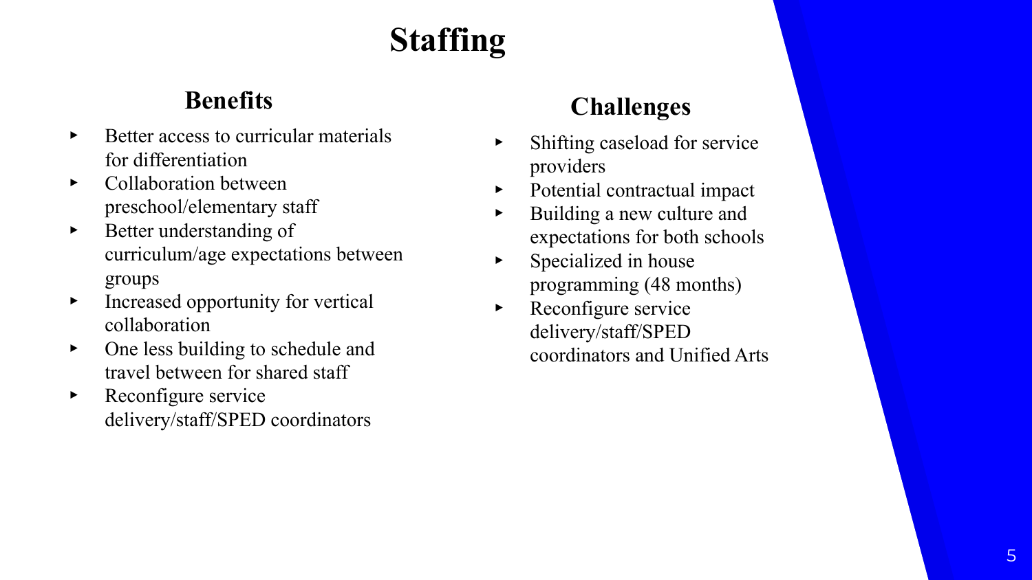# Staffing

## Benefits

- Better access to curricular materials for differentiation
- Collaboration between preschool/elementary staff
- Better understanding of curriculum/age expectations between groups
- Increased opportunity for vertical collaboration
- One less building to schedule and travel between for shared staff
- Reconfigure service delivery/staff/SPED coordinators

## Challenges

- Shifting caseload for service providers
- Potential contractual impact
- Building a new culture and expectations for both schools
- Specialized in house programming (48 months)
- Reconfigure service delivery/staff/SPED coordinators and Unified Arts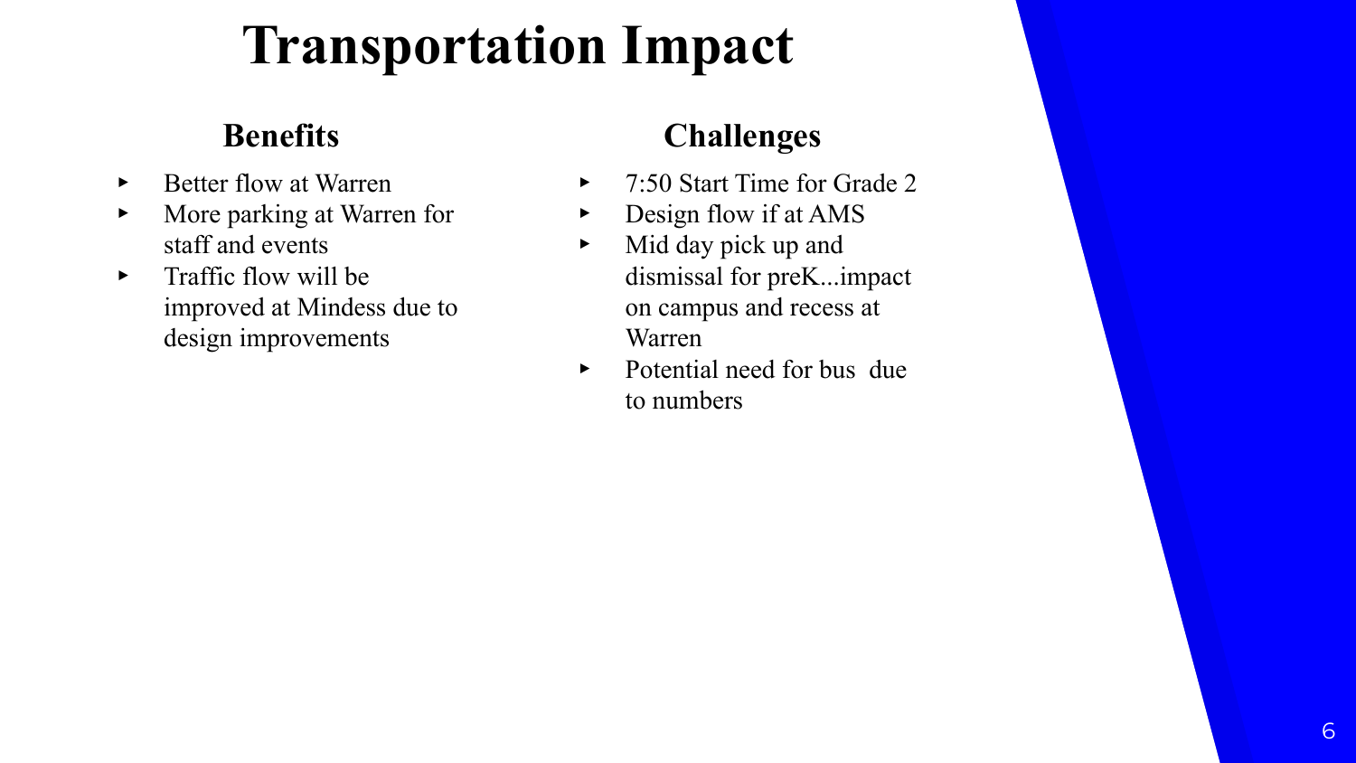# Transportation Impact

## Benefits

- Better flow at Warren
- More parking at Warren for staff and events
- Traffic flow will be improved at Mindess due to design improvements

## Challenges

- 7:50 Start Time for Grade 2
- Design flow if at AMS
- Mid day pick up and dismissal for preK...impact on campus and recess at Warren
- Potential need for bus due to numbers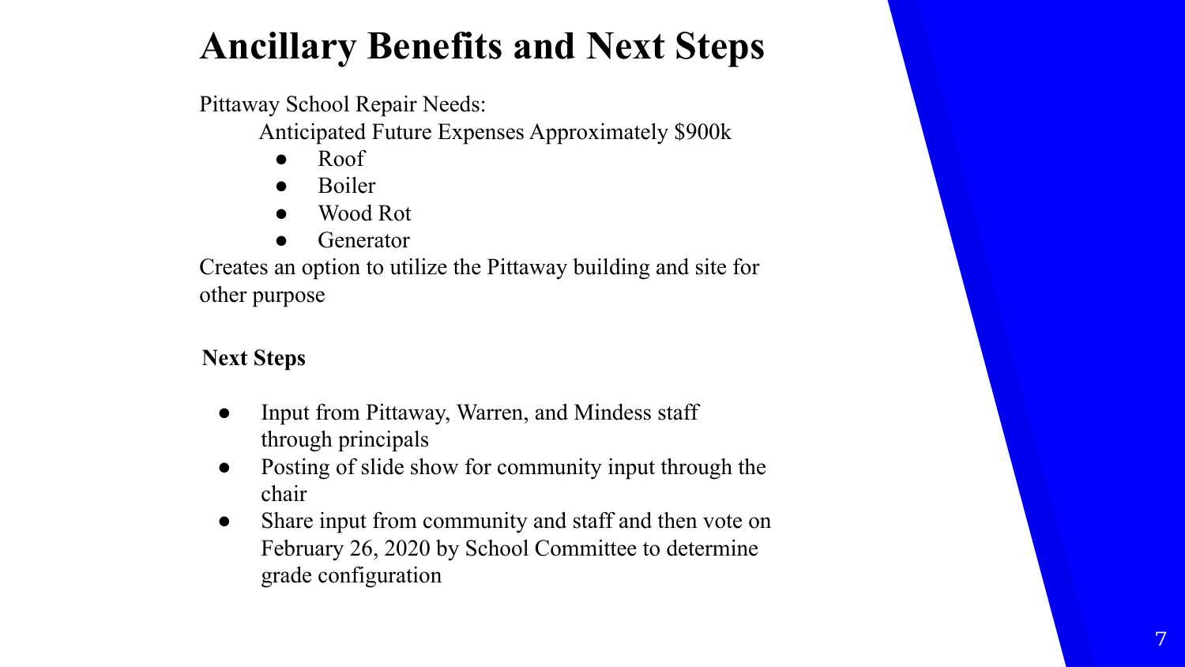# Ancillary Benefits and Next Steps

Pittaway School Repair Needs:

Anticipated Future Expenses Approximately $900k

- Roof
- Boiler
- Wood Rot
- Generator

Creates an option to utilize the Pittaway building and site for other purpose

**Next Steps**

- Input from Pittaway, Warren, and Mindess staff through principals
- Posting of slide show for community input through the chair
- Share input from community and staff and then vote on February 26, 2020 by School Committee to determine grade configuration